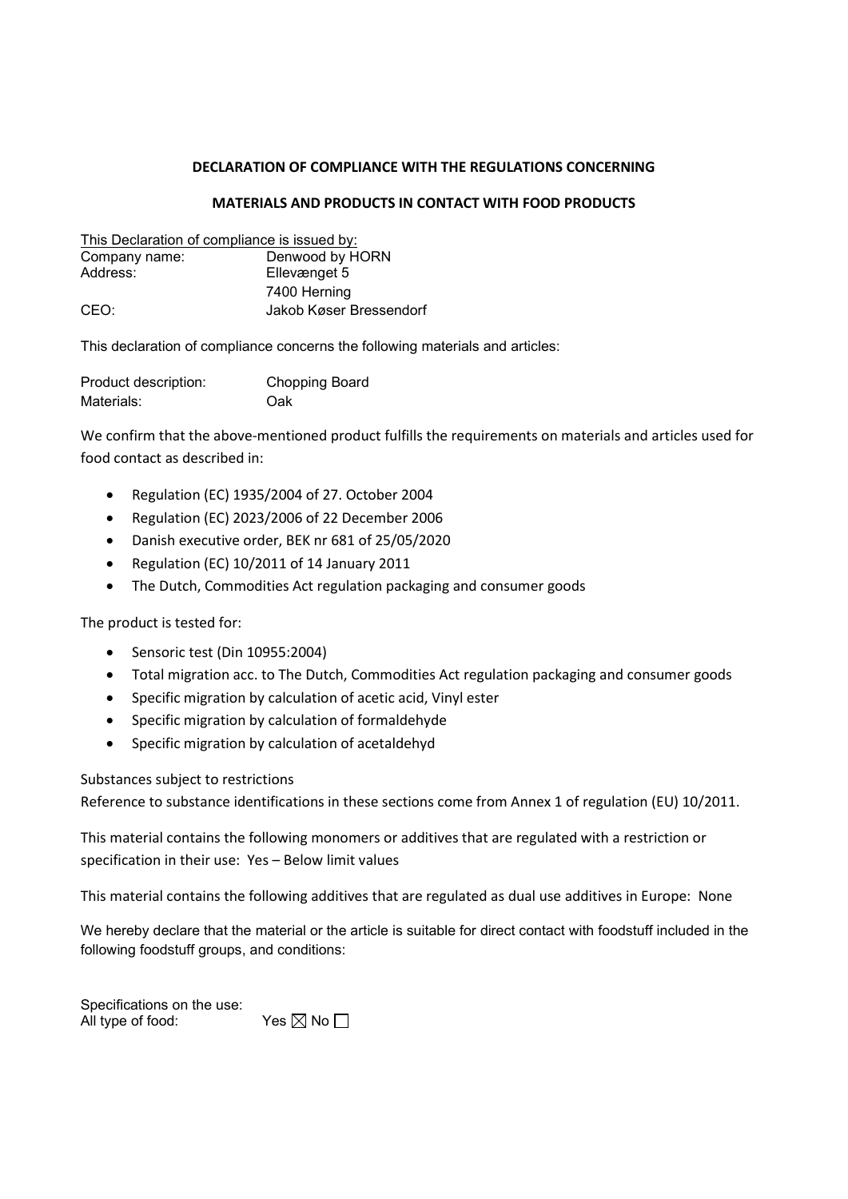**DECLARATION OF COMPLIANCE WITH THE REGULATIONS CONCERNING**

**MATERIALS AND PRODUCTS IN CONTACT WITH FOOD PRODUCTS**

This Declaration of compliance is issued by:

| | |
|---|---|
| Company name: | Denwood by HORN |
| Address: | Ellevænget 5 |
| | 7400 Herning |
| CEO: | Jakob Køser Bressendorf |

This declaration of compliance concerns the following materials and articles:

| | |
|---|---|
| Product description: | Chopping Board |
| Materials: | Oak |

We confirm that the above-mentioned product fulfills the requirements on materials and articles used for food contact as described in:

- Regulation (EC) 1935/2004 of 27. October 2004
- Regulation (EC) 2023/2006 of 22 December 2006
- Danish executive order, BEK nr 681 of 25/05/2020
- Regulation (EC) 10/2011 of 14 January 2011
- The Dutch, Commodities Act regulation packaging and consumer goods

The product is tested for:

- Sensoric test (Din 10955:2004)
- Total migration acc. to The Dutch, Commodities Act regulation packaging and consumer goods
- Specific migration by calculation of acetic acid, Vinyl ester
- Specific migration by calculation of formaldehyde
- Specific migration by calculation of acetaldehyd

Substances subject to restrictions
Reference to substance identifications in these sections come from Annex 1 of regulation (EU) 10/2011.

This material contains the following monomers or additives that are regulated with a restriction or specification in their use: Yes – Below limit values

This material contains the following additives that are regulated as dual use additives in Europe: None

We hereby declare that the material or the article is suitable for direct contact with foodstuff included in the following foodstuff groups, and conditions:

Specifications on the use:
All type of food: Yes ☒ No ☐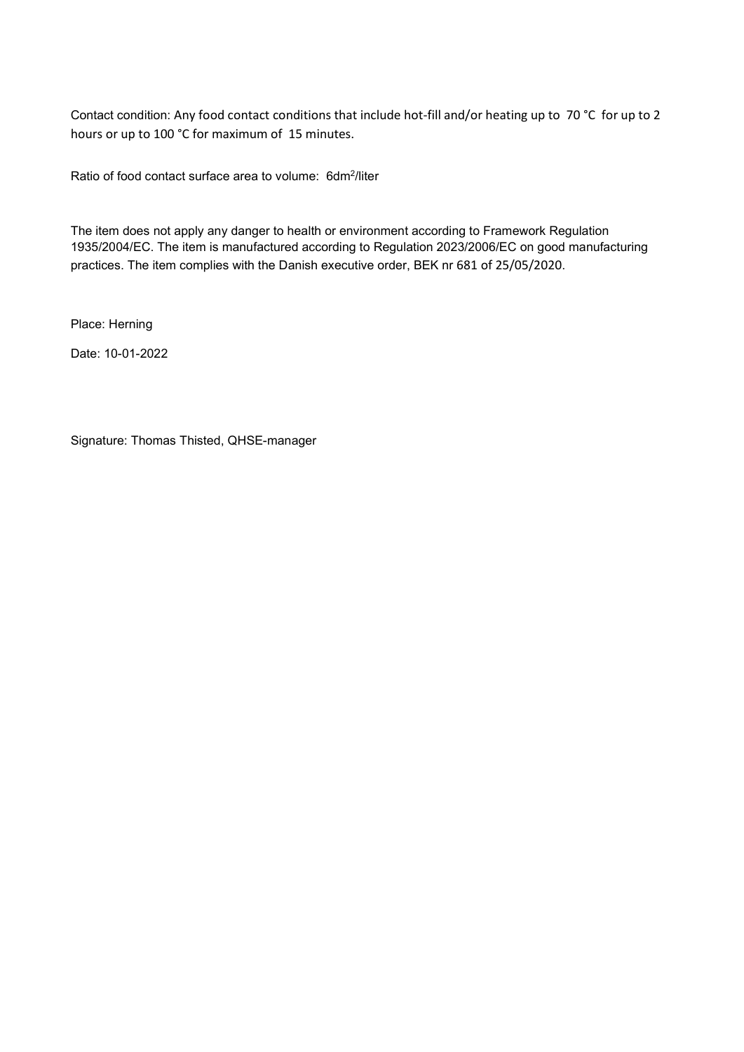Contact condition: Any food contact conditions that include hot-fill and/or heating up to 70 °C for up to 2 hours or up to 100 °C for maximum of 15 minutes.

Ratio of food contact surface area to volume: $6dm^2$/liter

The item does not apply any danger to health or environment according to Framework Regulation 1935/2004/EC. The item is manufactured according to Regulation 2023/2006/EC on good manufacturing practices. The item complies with the Danish executive order, BEK nr 681 of 25/05/2020.

Place: Herning

Date: 10-01-2022

Signature: Thomas Thisted, QHSE-manager